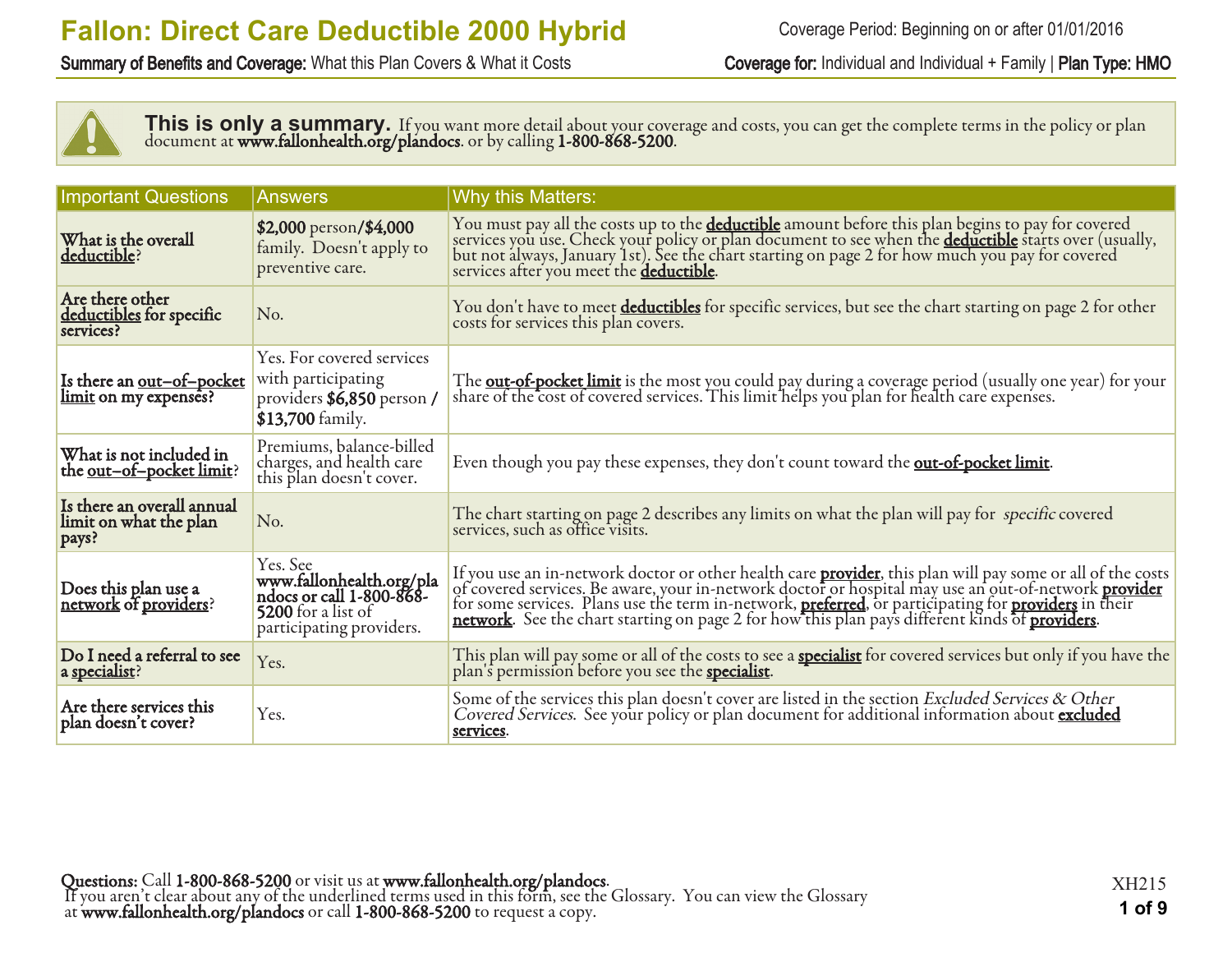# Fallon: Direct Care Deductible 2000 Hybrid

**Summary of Benefits and Coverage:** What this Plan Covers & What it Costs

Coverage Period: Beginning on or after 01/01/2016

**Coverage for:** Individual and Individual + Family | **Plan Type: HMO**

**This is only a summary.** If you want more detail about your coverage and costs, you can get the complete terms in the policy or plan document at **www.fallonhealth.org/plandocs**. or by calling **1-800-868-5200**.

| Important Questions | Answers | Why this Matters: |
|---|---|---|
| **What is the overall deductible?** | **$2,000** person/**$4,000** family. Doesn't apply to preventive care. | You must pay all the costs up to the **deductible** amount before this plan begins to pay for covered services you use. Check your policy or plan document to see when the **deductible** starts over (usually, but not always, January 1st). See the chart starting on page 2 for how much you pay for covered services after you meet the **deductible**. |
| **Are there other deductibles for specific services?** | No. | You don't have to meet **deductibles** for specific services, but see the chart starting on page 2 for other costs for services this plan covers. |
| **Is there an out–of–pocket limit on my expenses?** | Yes. For covered services with participating providers **$6,850** person **/ $13,700** family. | The **out-of-pocket limit** is the most you could pay during a coverage period (usually one year) for your share of the cost of covered services. This limit helps you plan for health care expenses. |
| **What is not included in the out–of–pocket limit?** | Premiums, balance-billed charges, and health care this plan doesn't cover. | Even though you pay these expenses, they don't count toward the **out-of-pocket limit**. |
| **Is there an overall annual limit on what the plan pays?** | No. | The chart starting on page 2 describes any limits on what the plan will pay for *specific* covered services, such as office visits. |
| **Does this plan use a network of providers?** | Yes. See **www.fallonhealth.org/plandocs or call 1-800-868-5200** for a list of participating providers. | If you use an in-network doctor or other health care **provider**, this plan will pay some or all of the costs of covered services. Be aware, your in-network doctor or hospital may use an out-of-network **provider** for some services. Plans use the term in-network, **preferred**, or participating for **providers** in their **network**. See the chart starting on page 2 for how this plan pays different kinds of **providers**. |
| **Do I need a referral to see a specialist?** | Yes. | This plan will pay some or all of the costs to see a **specialist** for covered services but only if you have the plan's permission before you see the **specialist**. |
| **Are there services this plan doesn't cover?** | Yes. | Some of the services this plan doesn't cover are listed in the section *Excluded Services & Other Covered Services*. See your policy or plan document for additional information about **excluded services**. |

**Questions:** Call **1-800-868-5200** or visit us at **www.fallonhealth.org/plandocs**.
If you aren't clear about any of the underlined terms used in this form, see the Glossary. You can view the Glossary at **www.fallonhealth.org/plandocs** or call **1-800-868-5200** to request a copy.

XH215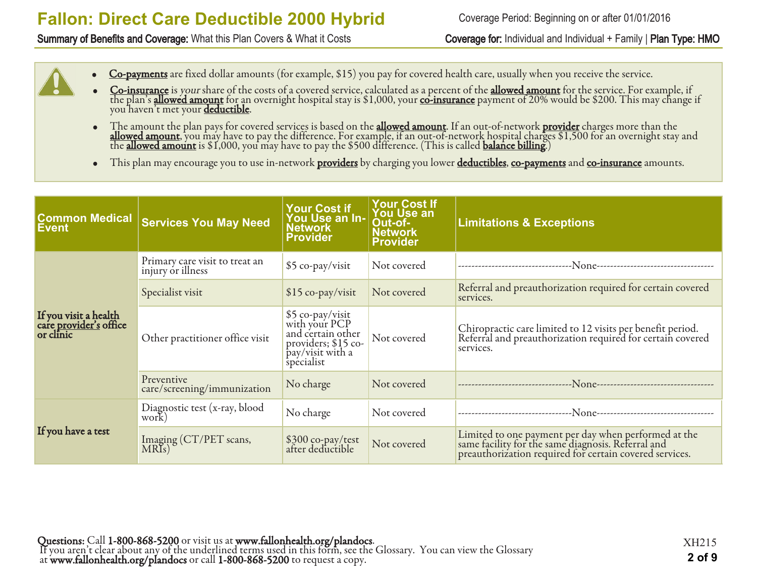- **Co-payments** are fixed dollar amounts (for example, $15) you pay for covered health care, usually when you receive the service.
- **Co-insurance** is *your* share of the costs of a covered service, calculated as a percent of the **allowed amount** for the service. For example, if the plan's **allowed amount** for an overnight hospital stay is $1,000, your **co-insurance** payment of 20% would be $200. This may change if you haven't met your **deductible**.
- The amount the plan pays for covered services is based on the **allowed amount**. If an out-of-network **provider** charges more than the **allowed amount**, you may have to pay the difference. For example, if an out-of-network hospital charges $1,500 for an overnight stay and the **allowed amount** is $1,000, you may have to pay the $500 difference. (This is called **balance billing**.)
- This plan may encourage you to use in-network **providers** by charging you lower **deductibles**, **co-payments** and **co-insurance** amounts.

| Common Medical Event | Services You May Need | Your Cost if You Use an In-Network Provider | Your Cost If You Use an Out-of-Network Provider | Limitations & Exceptions |
|---|---|---|---|---|
| **If you visit a health care provider's office or clinic** | Primary care visit to treat an injury or illness | $5 co-pay/visit | Not covered | ---------------------------------None---------------------------------- |
| | Specialist visit | $15 co-pay/visit | Not covered | Referral and preauthorization required for certain covered services. |
| | Other practitioner office visit | $5 co-pay/visit with your PCP and certain other providers; $15 co-pay/visit with a specialist | Not covered | Chiropractic care limited to 12 visits per benefit period. Referral and preauthorization required for certain covered services. |
| | Preventive care/screening/immunization | No charge | Not covered | ---------------------------------None---------------------------------- |
| **If you have a test** | Diagnostic test (x-ray, blood work) | No charge | Not covered | ---------------------------------None---------------------------------- |
| | Imaging (CT/PET scans, MRIs) | $300 co-pay/test after deductible | Not covered | Limited to one payment per day when performed at the same facility for the same diagnosis. Referral and preauthorization required for certain covered services. |

**Questions:** Call **1-800-868-5200** or visit us at **www.fallonhealth.org/plandocs**.
If you aren't clear about any of the underlined terms used in this form, see the Glossary. You can view the Glossary at **www.fallonhealth.org/plandocs** or call **1-800-868-5200** to request a copy.

XH215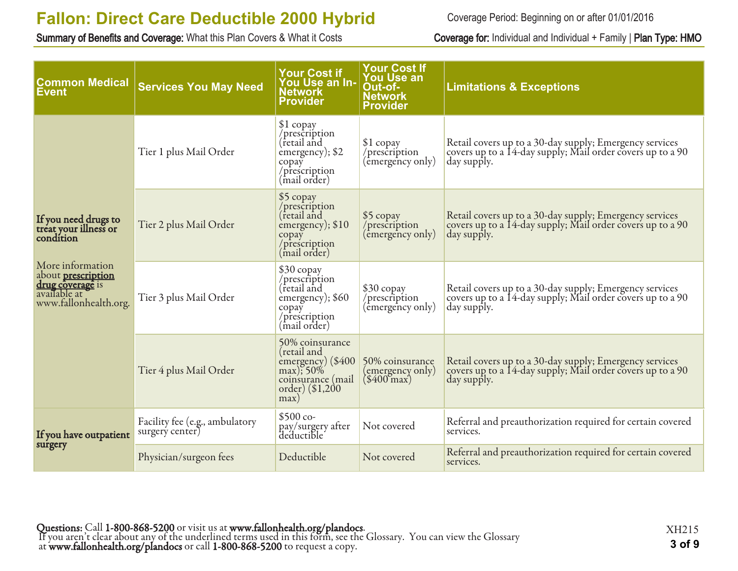# Fallon: Direct Care Deductible 2000 Hybrid

Coverage Period: Beginning on or after 01/01/2016

**Summary of Benefits and Coverage:** What this Plan Covers & What it Costs

**Coverage for:** Individual and Individual + Family | **Plan Type: HMO**

| Common Medical Event | Services You May Need | Your Cost if You Use an In-Network Provider | Your Cost If You Use an Out-of-Network Provider | Limitations & Exceptions |
|---|---|---|---|---|
| **If you need drugs to treat your illness or condition** More information about **prescription drug coverage** is available at www.fallonhealth.org. | Tier 1 plus Mail Order | $1 copay /prescription (retail and emergency); $2 copay /prescription (mail order) | $1 copay /prescription (emergency only) | Retail covers up to a 30-day supply; Emergency services covers up to a 14-day supply; Mail order covers up to a 90 day supply. |
| | Tier 2 plus Mail Order | $5 copay /prescription (retail and emergency); $10 copay /prescription (mail order) | $5 copay /prescription (emergency only) | Retail covers up to a 30-day supply; Emergency services covers up to a 14-day supply; Mail order covers up to a 90 day supply. |
| | Tier 3 plus Mail Order | $30 copay /prescription (retail and emergency); $60 copay /prescription (mail order) | $30 copay /prescription (emergency only) | Retail covers up to a 30-day supply; Emergency services covers up to a 14-day supply; Mail order covers up to a 90 day supply. |
| | Tier 4 plus Mail Order | 50% coinsurance (retail and emergency) ($400 max); 50% coinsurance (mail order) ($1,200 max) | 50% coinsurance (emergency only) ($400 max) | Retail covers up to a 30-day supply; Emergency services covers up to a 14-day supply; Mail order covers up to a 90 day supply. |
| **If you have outpatient surgery** | Facility fee (e.g., ambulatory surgery center) | $500 co-pay/surgery after deductible | Not covered | Referral and preauthorization required for certain covered services. |
| | Physician/surgeon fees | Deductible | Not covered | Referral and preauthorization required for certain covered services. |

**Questions:** Call **1-800-868-5200** or visit us at **www.fallonhealth.org/plandocs**.
If you aren't clear about any of the underlined terms used in this form, see the Glossary. You can view the Glossary at **www.fallonhealth.org/plandocs** or call **1-800-868-5200** to request a copy.

XH215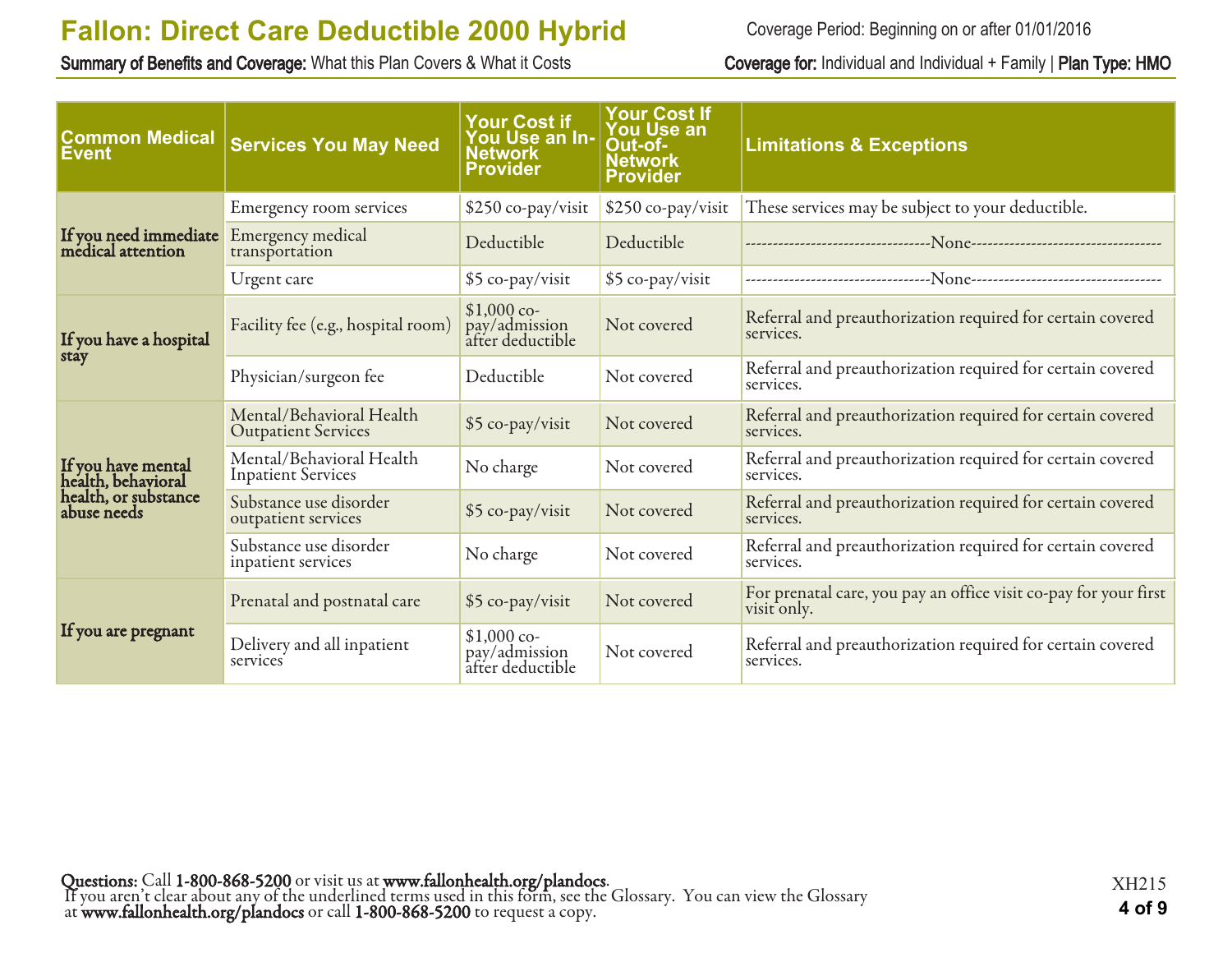# Fallon: Direct Care Deductible 2000 Hybrid

Coverage Period: Beginning on or after 01/01/2016

**Summary of Benefits and Coverage:** What this Plan Covers & What it Costs

**Coverage for:** Individual and Individual + Family | **Plan Type: HMO**

| Common Medical Event | Services You May Need | Your Cost if You Use an In-Network Provider | Your Cost If You Use an Out-of-Network Provider | Limitations & Exceptions |
|---|---|---|---|---|
| **If you need immediate medical attention** | Emergency room services | $250 co-pay/visit | $250 co-pay/visit | These services may be subject to your deductible. |
| | Emergency medical transportation | Deductible | Deductible | ----------None---------- |
| | Urgent care | $5 co-pay/visit | $5 co-pay/visit | ----------None---------- |
| **If you have a hospital stay** | Facility fee (e.g., hospital room) | $1,000 co-pay/admission after deductible | Not covered | Referral and preauthorization required for certain covered services. |
| | Physician/surgeon fee | Deductible | Not covered | Referral and preauthorization required for certain covered services. |
| **If you have mental health, behavioral health, or substance abuse needs** | Mental/Behavioral Health Outpatient Services | $5 co-pay/visit | Not covered | Referral and preauthorization required for certain covered services. |
| | Mental/Behavioral Health Inpatient Services | No charge | Not covered | Referral and preauthorization required for certain covered services. |
| | Substance use disorder outpatient services | $5 co-pay/visit | Not covered | Referral and preauthorization required for certain covered services. |
| | Substance use disorder inpatient services | No charge | Not covered | Referral and preauthorization required for certain covered services. |
| **If you are pregnant** | Prenatal and postnatal care | $5 co-pay/visit | Not covered | For prenatal care, you pay an office visit co-pay for your first visit only. |
| | Delivery and all inpatient services | $1,000 co-pay/admission after deductible | Not covered | Referral and preauthorization required for certain covered services. |

**Questions:** Call **1-800-868-5200** or visit us at **www.fallonhealth.org/plandocs**.
If you aren't clear about any of the underlined terms used in this form, see the Glossary. You can view the Glossary at **www.fallonhealth.org/plandocs** or call **1-800-868-5200** to request a copy.

XH215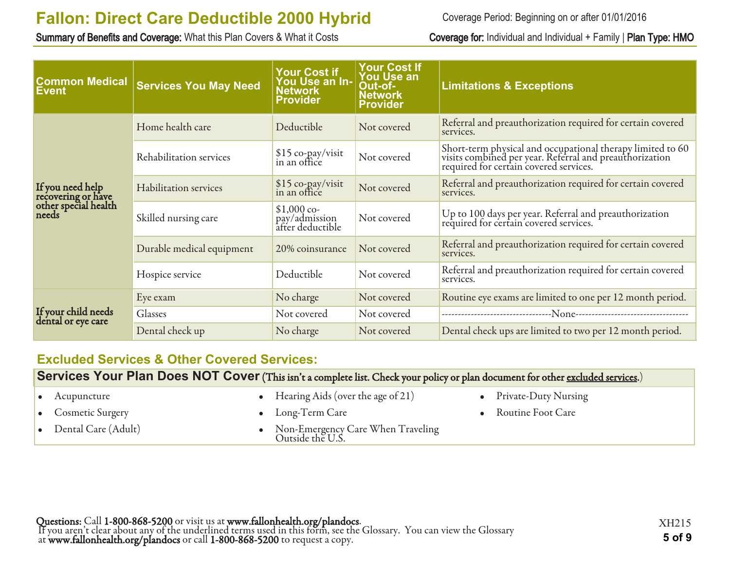| Common Medical Event | Services You May Need | Your Cost if You Use an In-Network Provider | Your Cost If You Use an Out-of-Network Provider | Limitations & Exceptions |
|---|---|---|---|---|
| If you need help recovering or have other special health needs | Home health care | Deductible | Not covered | Referral and preauthorization required for certain covered services. |
| | Rehabilitation services | $15 co-pay/visit in an office | Not covered | Short-term physical and occupational therapy limited to 60 visits combined per year. Referral and preauthorization required for certain covered services. |
| | Habilitation services | $15 co-pay/visit in an office | Not covered | Referral and preauthorization required for certain covered services. |
| | Skilled nursing care | $1,000 co-pay/admission after deductible | Not covered | Up to 100 days per year. Referral and preauthorization required for certain covered services. |
| | Durable medical equipment | 20% coinsurance | Not covered | Referral and preauthorization required for certain covered services. |
| | Hospice service | Deductible | Not covered | Referral and preauthorization required for certain covered services. |
| If your child needs dental or eye care | Eye exam | No charge | Not covered | Routine eye exams are limited to one per 12 month period. |
| | Glasses | Not covered | Not covered | ---None--- |
| | Dental check up | No charge | Not covered | Dental check ups are limited to two per 12 month period. |

## Excluded Services & Other Covered Services:

### Services Your Plan Does NOT Cover (This isn't a complete list. Check your policy or plan document for other excluded services.)

- Acupuncture
- Cosmetic Surgery
- Dental Care (Adult)
- Hearing Aids (over the age of 21)
- Long-Term Care
- Non-Emergency Care When Traveling Outside the U.S.
- Private-Duty Nursing
- Routine Foot Care

**Questions:** Call **1-800-868-5200** or visit us at **www.fallonhealth.org/plandocs**.
If you aren't clear about any of the underlined terms used in this form, see the Glossary. You can view the Glossary at **www.fallonhealth.org/plandocs** or call **1-800-868-5200** to request a copy.

XH215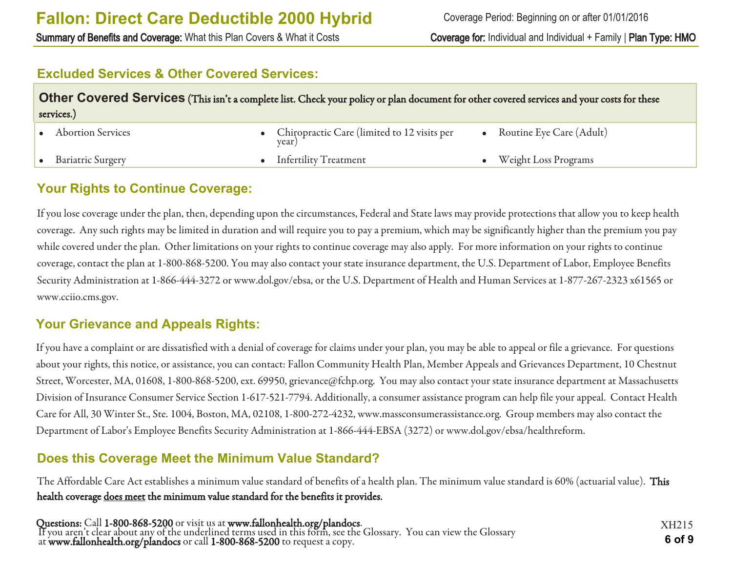## Excluded Services & Other Covered Services:

**Other Covered Services** (This isn't a complete list. Check your policy or plan document for other covered services and your costs for these services.)

- Abortion Services
- Chiropractic Care (limited to 12 visits per year)
- Routine Eye Care (Adult)
- Bariatric Surgery
- Infertility Treatment
- Weight Loss Programs

## Your Rights to Continue Coverage:

If you lose coverage under the plan, then, depending upon the circumstances, Federal and State laws may provide protections that allow you to keep health coverage. Any such rights may be limited in duration and will require you to pay a premium, which may be significantly higher than the premium you pay while covered under the plan. Other limitations on your rights to continue coverage may also apply. For more information on your rights to continue coverage, contact the plan at 1-800-868-5200. You may also contact your state insurance department, the U.S. Department of Labor, Employee Benefits Security Administration at 1-866-444-3272 or www.dol.gov/ebsa, or the U.S. Department of Health and Human Services at 1-877-267-2323 x61565 or www.cciio.cms.gov.

## Your Grievance and Appeals Rights:

If you have a complaint or are dissatisfied with a denial of coverage for claims under your plan, you may be able to appeal or file a grievance. For questions about your rights, this notice, or assistance, you can contact: Fallon Community Health Plan, Member Appeals and Grievances Department, 10 Chestnut Street, Worcester, MA, 01608, 1-800-868-5200, ext. 69950, grievance@fchp.org. You may also contact your state insurance department at Massachusetts Division of Insurance Consumer Service Section 1-617-521-7794. Additionally, a consumer assistance program can help file your appeal. Contact Health Care for All, 30 Winter St., Ste. 1004, Boston, MA, 02108, 1-800-272-4232, www.massconsumerassistance.org. Group members may also contact the Department of Labor's Employee Benefits Security Administration at 1-866-444-EBSA (3272) or www.dol.gov/ebsa/healthreform.

## Does this Coverage Meet the Minimum Value Standard?

The Affordable Care Act establishes a minimum value standard of benefits of a health plan. The minimum value standard is 60% (actuarial value). **This health coverage does meet the minimum value standard for the benefits it provides.**

**Questions:** Call **1-800-868-5200** or visit us at **www.fallonhealth.org/plandocs**.
If you aren't clear about any of the underlined terms used in this form, see the Glossary. You can view the Glossary at **www.fallonhealth.org/plandocs** or call **1-800-868-5200** to request a copy.

XH215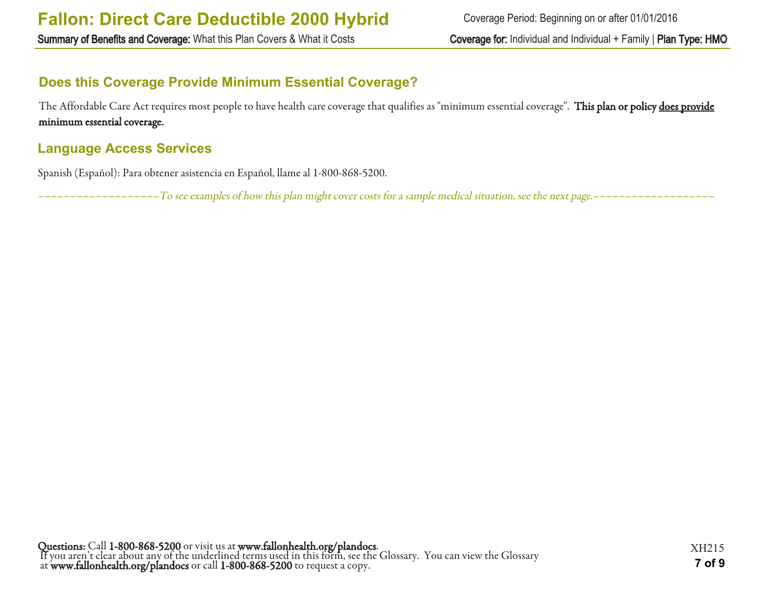## Does this Coverage Provide Minimum Essential Coverage?

The Affordable Care Act requires most people to have health care coverage that qualifies as "minimum essential coverage". **This plan or policy <u>does provide</u> minimum essential coverage.**

## Language Access Services

Spanish (Español): Para obtener asistencia en Español, llame al 1-800-868-5200.

*––––––––––––––––––––To see examples of how this plan might cover costs for a sample medical situation, see the next page.––––––––––––––––––––*

**Questions:** Call **1-800-868-5200** or visit us at **www.fallonhealth.org/plandocs**.
If you aren't clear about any of the underlined terms used in this form, see the Glossary. You can view the Glossary at **www.fallonhealth.org/plandocs** or call **1-800-868-5200** to request a copy.

XH215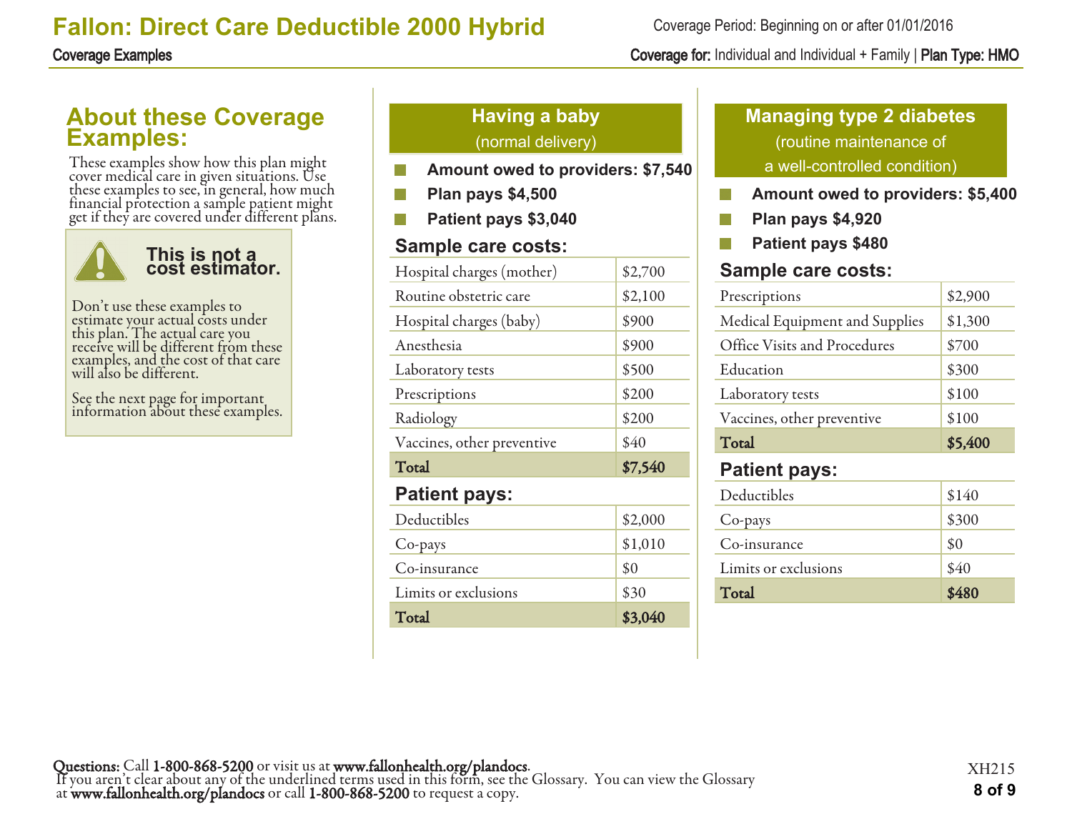# Fallon: Direct Care Deductible 2000 Hybrid

Coverage Period: Beginning on or after 01/01/2016

**Coverage Examples**

**Coverage for:** Individual and Individual + Family | **Plan Type: HMO**

## About these Coverage Examples:

These examples show how this plan might cover medical care in given situations. Use these examples to see, in general, how much financial protection a sample patient might get if they are covered under different plans.

> **This is not a cost estimator.**
>
> Don't use these examples to estimate your actual costs under this plan. The actual care you receive will be different from these examples, and the cost of that care will also be different.
>
> See the next page for important information about these examples.

## Having a baby (normal delivery)

- **Amount owed to providers: $7,540**
- **Plan pays $4,500**
- **Patient pays $3,040**

### Sample care costs:

| Item | Cost |
|---|---|
| Hospital charges (mother) | $2,700 |
| Routine obstetric care | $2,100 |
| Hospital charges (baby) | $900 |
| Anesthesia | $900 |
| Laboratory tests | $500 |
| Prescriptions | $200 |
| Radiology | $200 |
| Vaccines, other preventive | $40 |
| **Total** | **$7,540** |

### Patient pays:

| Item | Cost |
|---|---|
| Deductibles | $2,000 |
| Co-pays | $1,010 |
| Co-insurance | $0 |
| Limits or exclusions | $30 |
| **Total** | **$3,040** |

## Managing type 2 diabetes (routine maintenance of a well-controlled condition)

- **Amount owed to providers: $5,400**
- **Plan pays $4,920**
- **Patient pays $480**

### Sample care costs:

| Item | Cost |
|---|---|
| Prescriptions | $2,900 |
| Medical Equipment and Supplies | $1,300 |
| Office Visits and Procedures | $700 |
| Education | $300 |
| Laboratory tests | $100 |
| Vaccines, other preventive | $100 |
| **Total** | **$5,400** |

### Patient pays:

| Item | Cost |
|---|---|
| Deductibles | $140 |
| Co-pays | $300 |
| Co-insurance | $0 |
| Limits or exclusions | $40 |
| **Total** | **$480** |

**Questions:** Call **1-800-868-5200** or visit us at **www.fallonhealth.org/plandocs**.
If you aren't clear about any of the underlined terms used in this form, see the Glossary. You can view the Glossary at **www.fallonhealth.org/plandocs** or call **1-800-868-5200** to request a copy.

XH215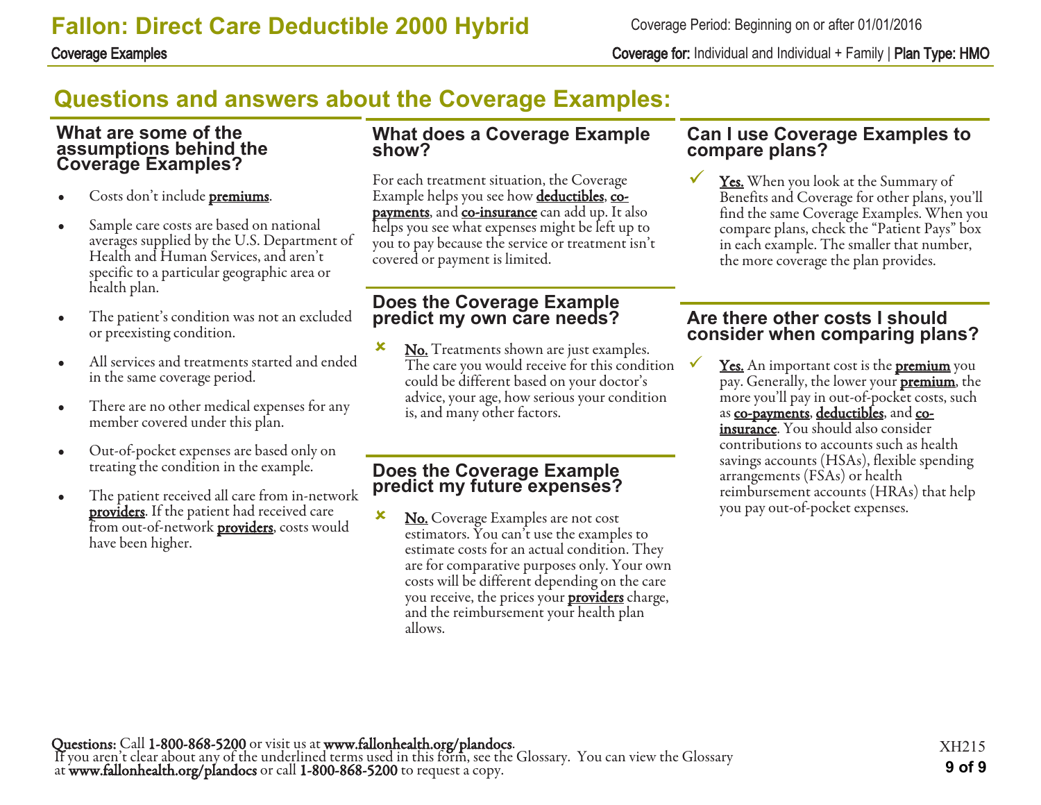## Questions and answers about the Coverage Examples:

### What are some of the assumptions behind the Coverage Examples?

- Costs don't include **premiums**.
- Sample care costs are based on national averages supplied by the U.S. Department of Health and Human Services, and aren't specific to a particular geographic area or health plan.
- The patient's condition was not an excluded or preexisting condition.
- All services and treatments started and ended in the same coverage period.
- There are no other medical expenses for any member covered under this plan.
- Out-of-pocket expenses are based only on treating the condition in the example.
- The patient received all care from in-network **providers**. If the patient had received care from out-of-network **providers**, costs would have been higher.

### What does a Coverage Example show?

For each treatment situation, the Coverage Example helps you see how **deductibles**, **co-payments**, and **co-insurance** can add up. It also helps you see what expenses might be left up to you to pay because the service or treatment isn't covered or payment is limited.

### Does the Coverage Example predict my own care needs?

✘ **No.** Treatments shown are just examples. The care you would receive for this condition could be different based on your doctor's advice, your age, how serious your condition is, and many other factors.

### Does the Coverage Example predict my future expenses?

✘ **No.** Coverage Examples are not cost estimators. You can't use the examples to estimate costs for an actual condition. They are for comparative purposes only. Your own costs will be different depending on the care you receive, the prices your **providers** charge, and the reimbursement your health plan allows.

### Can I use Coverage Examples to compare plans?

✓ **Yes.** When you look at the Summary of Benefits and Coverage for other plans, you'll find the same Coverage Examples. When you compare plans, check the "Patient Pays" box in each example. The smaller that number, the more coverage the plan provides.

### Are there other costs I should consider when comparing plans?

✓ **Yes.** An important cost is the **premium** you pay. Generally, the lower your **premium**, the more you'll pay in out-of-pocket costs, such as **co-payments**, **deductibles**, and **co-insurance**. You should also consider contributions to accounts such as health savings accounts (HSAs), flexible spending arrangements (FSAs) or health reimbursement accounts (HRAs) that help you pay out-of-pocket expenses.

**Questions:** Call **1-800-868-5200** or visit us at **www.fallonhealth.org/plandocs**.
If you aren't clear about any of the underlined terms used in this form, see the Glossary. You can view the Glossary at **www.fallonhealth.org/plandocs** or call **1-800-868-5200** to request a copy.

XH215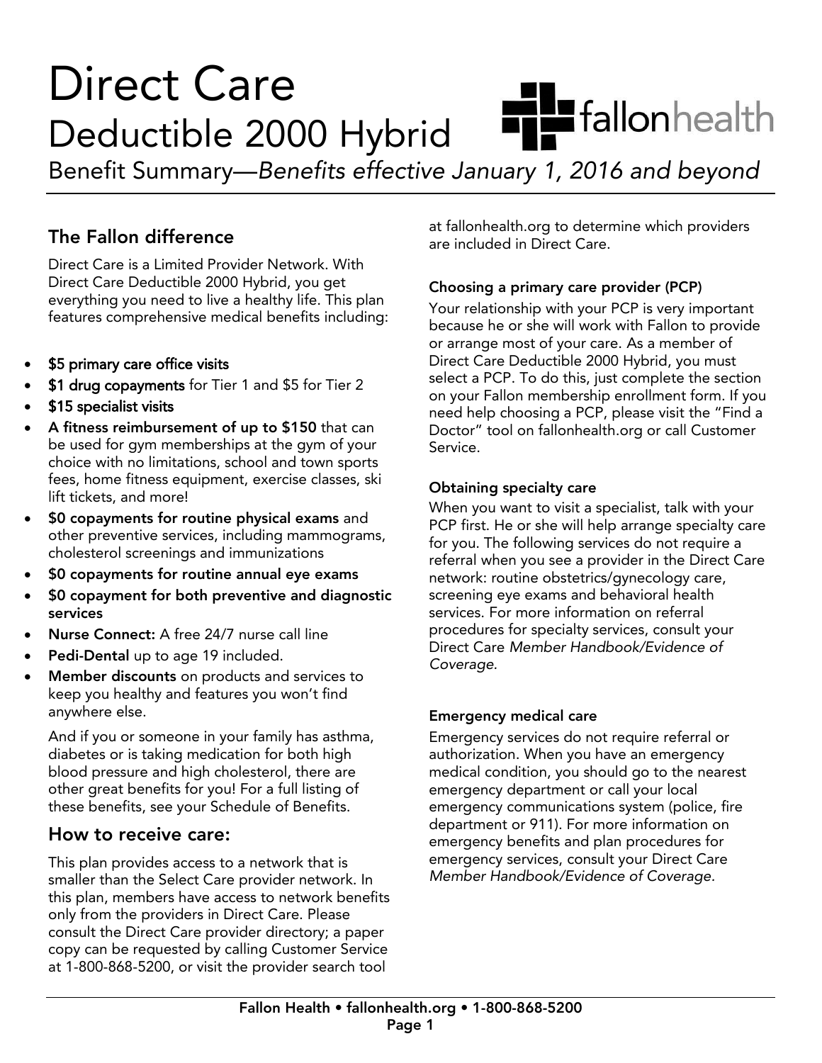# Direct Care

## Deductible 2000 Hybrid

Benefit Summary—*Benefits effective January 1, 2016 and beyond*

## The Fallon difference

Direct Care is a Limited Provider Network. With Direct Care Deductible 2000 Hybrid, you get everything you need to live a healthy life. This plan features comprehensive medical benefits including:

- **$5 primary care office visits**
- **$1 drug copayments** for Tier 1 and $5 for Tier 2
- **$15 specialist visits**
- **A fitness reimbursement of up to $150** that can be used for gym memberships at the gym of your choice with no limitations, school and town sports fees, home fitness equipment, exercise classes, ski lift tickets, and more!
- **$0 copayments for routine physical exams** and other preventive services, including mammograms, cholesterol screenings and immunizations
- **$0 copayments for routine annual eye exams**
- **$0 copayment for both preventive and diagnostic services**
- **Nurse Connect:** A free 24/7 nurse call line
- **Pedi-Dental** up to age 19 included.
- **Member discounts** on products and services to keep you healthy and features you won't find anywhere else.

  And if you or someone in your family has asthma, diabetes or is taking medication for both high blood pressure and high cholesterol, there are other great benefits for you! For a full listing of these benefits, see your Schedule of Benefits.

## How to receive care:

This plan provides access to a network that is smaller than the Select Care provider network. In this plan, members have access to network benefits only from the providers in Direct Care. Please consult the Direct Care provider directory; a paper copy can be requested by calling Customer Service at 1-800-868-5200, or visit the provider search tool at fallonhealth.org to determine which providers are included in Direct Care.

### Choosing a primary care provider (PCP)

Your relationship with your PCP is very important because he or she will work with Fallon to provide or arrange most of your care. As a member of Direct Care Deductible 2000 Hybrid, you must select a PCP. To do this, just complete the section on your Fallon membership enrollment form. If you need help choosing a PCP, please visit the "Find a Doctor" tool on fallonhealth.org or call Customer Service.

### Obtaining specialty care

When you want to visit a specialist, talk with your PCP first. He or she will help arrange specialty care for you. The following services do not require a referral when you see a provider in the Direct Care network: routine obstetrics/gynecology care, screening eye exams and behavioral health services. For more information on referral procedures for specialty services, consult your Direct Care *Member Handbook/Evidence of Coverage.*

### Emergency medical care

Emergency services do not require referral or authorization. When you have an emergency medical condition, you should go to the nearest emergency department or call your local emergency communications system (police, fire department or 911). For more information on emergency benefits and plan procedures for emergency services, consult your Direct Care *Member Handbook/Evidence of Coverage.*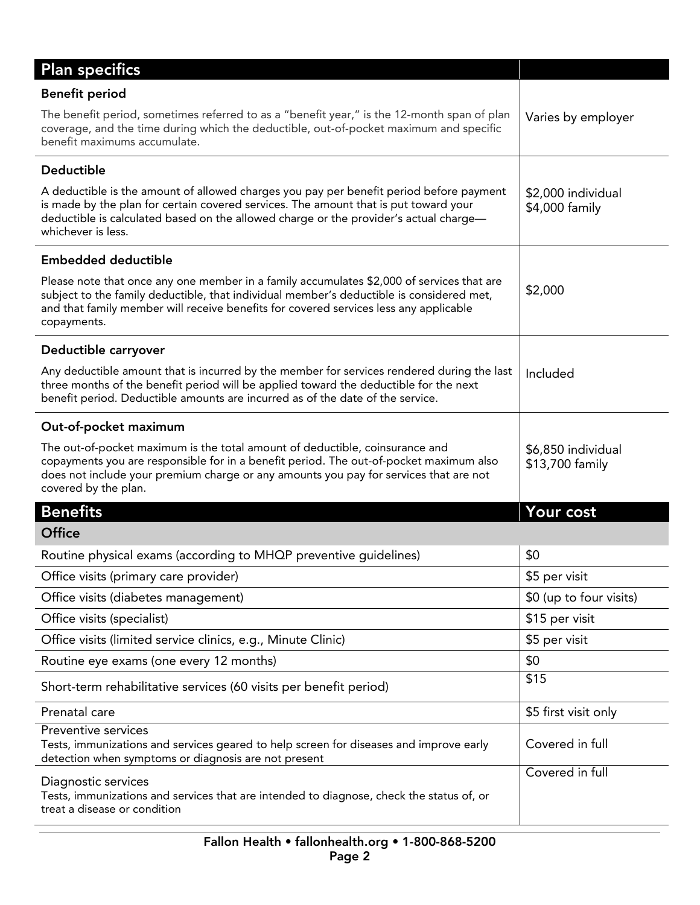| Plan specifics | |
|---|---|
| **Benefit period**<br>The benefit period, sometimes referred to as a "benefit year," is the 12-month span of plan coverage, and the time during which the deductible, out-of-pocket maximum and specific benefit maximums accumulate. | Varies by employer |
| **Deductible**<br>A deductible is the amount of allowed charges you pay per benefit period before payment is made by the plan for certain covered services. The amount that is put toward your deductible is calculated based on the allowed charge or the provider's actual charge—whichever is less. | \$2,000 individual<br>\$4,000 family |
| **Embedded deductible**<br>Please note that once any one member in a family accumulates \$2,000 of services that are subject to the family deductible, that individual member's deductible is considered met, and that family member will receive benefits for covered services less any applicable copayments. | \$2,000 |
| **Deductible carryover**<br>Any deductible amount that is incurred by the member for services rendered during the last three months of the benefit period will be applied toward the deductible for the next benefit period. Deductible amounts are incurred as of the date of the service. | Included |
| **Out-of-pocket maximum**<br>The out-of-pocket maximum is the total amount of deductible, coinsurance and copayments you are responsible for in a benefit period. The out-of-pocket maximum also does not include your premium charge or any amounts you pay for services that are not covered by the plan. | \$6,850 individual<br>\$13,700 family |

| Benefits | Your cost |
|---|---|
| **Office** | |
| Routine physical exams (according to MHQP preventive guidelines) | \$0 |
| Office visits (primary care provider) | \$5 per visit |
| Office visits (diabetes management) | \$0 (up to four visits) |
| Office visits (specialist) | \$15 per visit |
| Office visits (limited service clinics, e.g., Minute Clinic) | \$5 per visit |
| Routine eye exams (one every 12 months) | \$0 |
| Short-term rehabilitative services (60 visits per benefit period) | \$15 |
| Prenatal care | \$5 first visit only |
| Preventive services<br>Tests, immunizations and services geared to help screen for diseases and improve early detection when symptoms or diagnosis are not present | Covered in full |
| Diagnostic services<br>Tests, immunizations and services that are intended to diagnose, check the status of, or treat a disease or condition | Covered in full |

Fallon Health • fallonhealth.org • 1-800-868-5200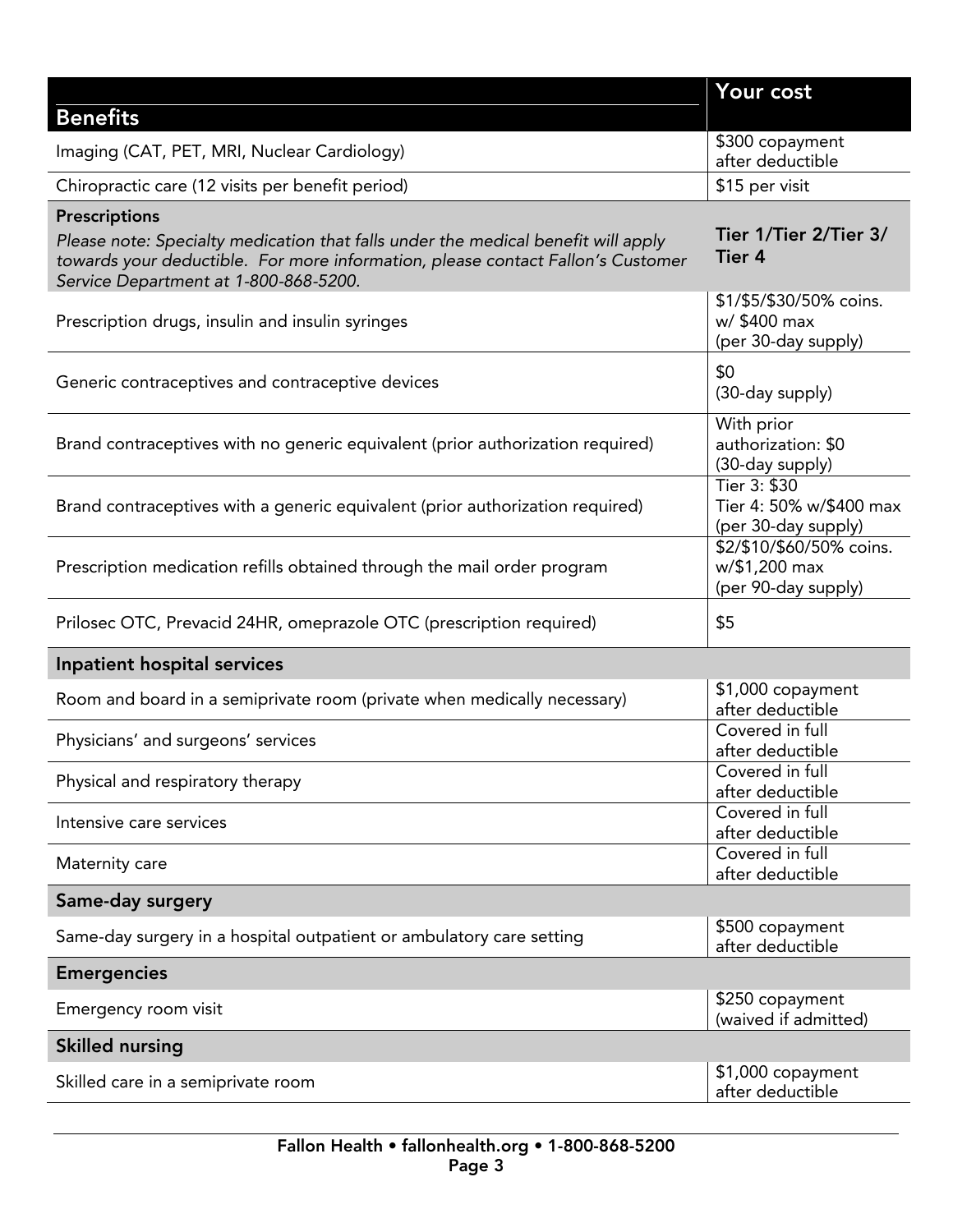| Benefits | Your cost |
|---|---|
| Imaging (CAT, PET, MRI, Nuclear Cardiology) | $300 copayment after deductible |
| Chiropractic care (12 visits per benefit period) | $15 per visit |
| **Prescriptions**<br>*Please note: Specialty medication that falls under the medical benefit will apply towards your deductible. For more information, please contact Fallon's Customer Service Department at 1-800-868-5200.* | **Tier 1/Tier 2/Tier 3/ Tier 4** |
| Prescription drugs, insulin and insulin syringes | $1/$5/$30/50% coins. w/ $400 max (per 30-day supply) |
| Generic contraceptives and contraceptive devices | $0 (30-day supply) |
| Brand contraceptives with no generic equivalent (prior authorization required) | With prior authorization: $0 (30-day supply) |
| Brand contraceptives with a generic equivalent (prior authorization required) | Tier 3: $30<br>Tier 4: 50% w/$400 max (per 30-day supply) |
| Prescription medication refills obtained through the mail order program | $2/$10/$60/50% coins. w/$1,200 max (per 90-day supply) |
| Prilosec OTC, Prevacid 24HR, omeprazole OTC (prescription required) | $5 |
| **Inpatient hospital services** | |
| Room and board in a semiprivate room (private when medically necessary) | $1,000 copayment after deductible |
| Physicians' and surgeons' services | Covered in full after deductible |
| Physical and respiratory therapy | Covered in full after deductible |
| Intensive care services | Covered in full after deductible |
| Maternity care | Covered in full after deductible |
| **Same-day surgery** | |
| Same-day surgery in a hospital outpatient or ambulatory care setting | $500 copayment after deductible |
| **Emergencies** | |
| Emergency room visit | $250 copayment (waived if admitted) |
| **Skilled nursing** | |
| Skilled care in a semiprivate room | $1,000 copayment after deductible |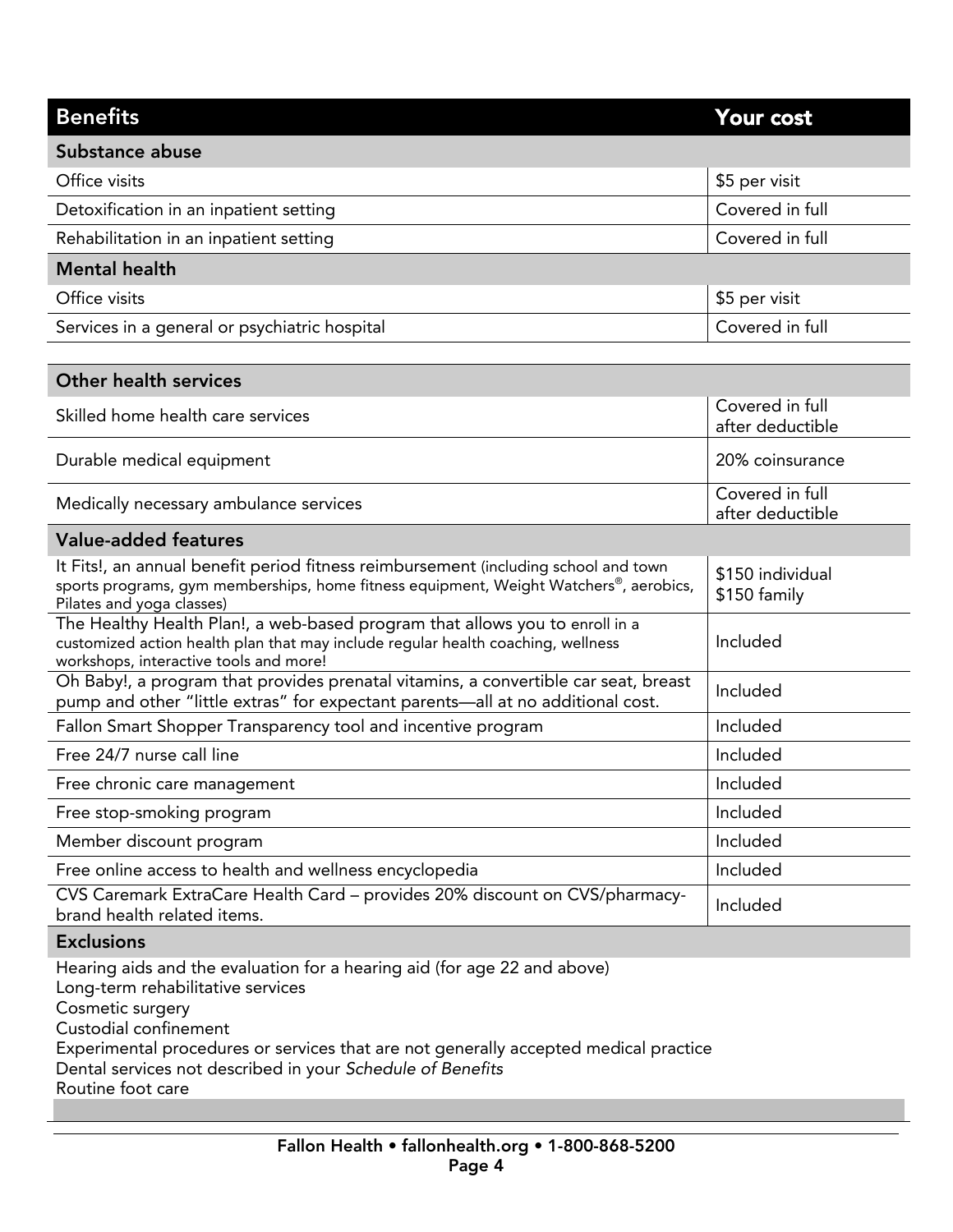| Benefits | Your cost |
|---|---|
| **Substance abuse** | |
| Office visits | $5 per visit |
| Detoxification in an inpatient setting | Covered in full |
| Rehabilitation in an inpatient setting | Covered in full |
| **Mental health** | |
| Office visits | $5 per visit |
| Services in a general or psychiatric hospital | Covered in full |
| **Other health services** | |
| Skilled home health care services | Covered in full after deductible |
| Durable medical equipment | 20% coinsurance |
| Medically necessary ambulance services | Covered in full after deductible |
| **Value-added features** | |
| It Fits!, an annual benefit period fitness reimbursement (including school and town sports programs, gym memberships, home fitness equipment, Weight Watchers®, aerobics, Pilates and yoga classes) | $150 individual<br>$150 family |
| The Healthy Health Plan!, a web-based program that allows you to enroll in a customized action health plan that may include regular health coaching, wellness workshops, interactive tools and more! | Included |
| Oh Baby!, a program that provides prenatal vitamins, a convertible car seat, breast pump and other "little extras" for expectant parents—all at no additional cost. | Included |
| Fallon Smart Shopper Transparency tool and incentive program | Included |
| Free 24/7 nurse call line | Included |
| Free chronic care management | Included |
| Free stop-smoking program | Included |
| Member discount program | Included |
| Free online access to health and wellness encyclopedia | Included |
| CVS Caremark ExtraCare Health Card – provides 20% discount on CVS/pharmacy-brand health related items. | Included |

**Exclusions**

Hearing aids and the evaluation for a hearing aid (for age 22 and above)
Long-term rehabilitative services
Cosmetic surgery
Custodial confinement
Experimental procedures or services that are not generally accepted medical practice
Dental services not described in your *Schedule of Benefits*
Routine foot care

**Fallon Health • fallonhealth.org • 1-800-868-5200**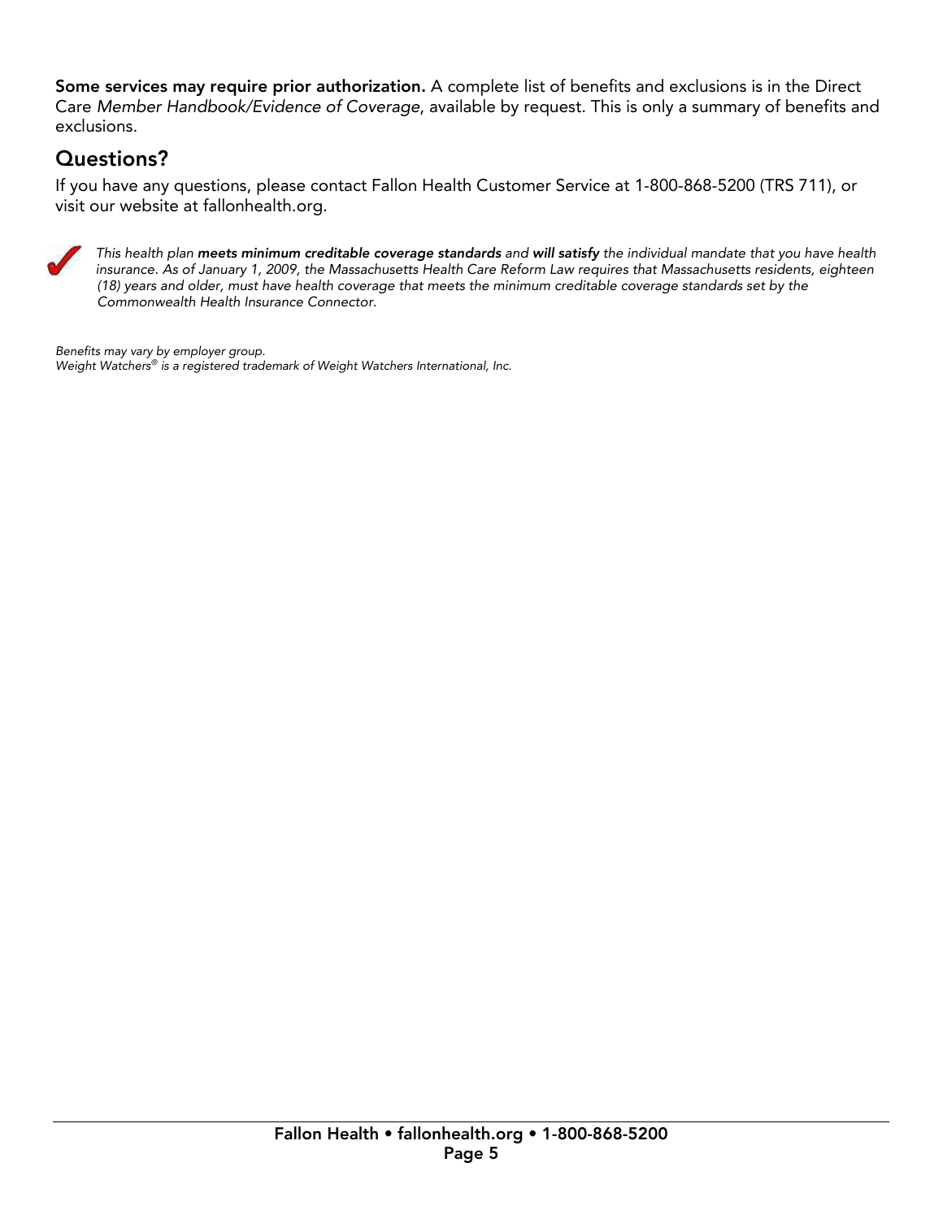**Some services may require prior authorization.** A complete list of benefits and exclusions is in the Direct Care *Member Handbook/Evidence of Coverage*, available by request. This is only a summary of benefits and exclusions.

## Questions?

If you have any questions, please contact Fallon Health Customer Service at 1-800-868-5200 (TRS 711), or visit our website at fallonhealth.org.

*This health plan **meets minimum creditable coverage standards** and **will satisfy** the individual mandate that you have health insurance. As of January 1, 2009, the Massachusetts Health Care Reform Law requires that Massachusetts residents, eighteen (18) years and older, must have health coverage that meets the minimum creditable coverage standards set by the Commonwealth Health Insurance Connector.*

*Benefits may vary by employer group.*
*Weight Watchers® is a registered trademark of Weight Watchers International, Inc.*